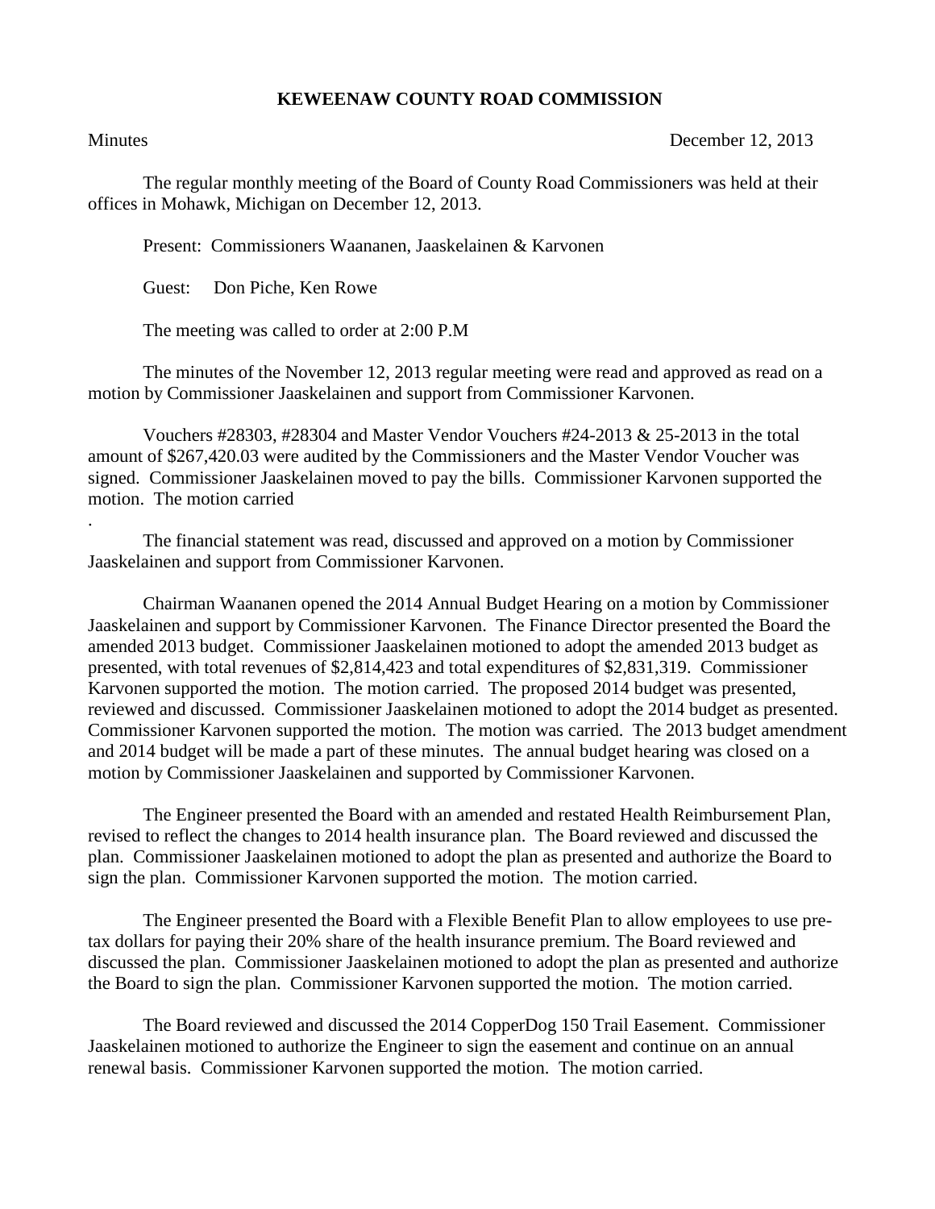# KEWEENAW COUNTY ROAD COMMISSION

Minutes December 12, 2013

The regular monthly meeting of the Board of County Road Commissioners was held at their offices in Mohawk, Michigan on December 12, 2013.

Present: Commissioners Waananen, Jaaskelainen & Karvonen

Guest: Don Piche, Ken Rowe

The meeting was called to order at 2:00 P.M

The minutes of the November 12, 2013 regular meeting were read and approved as read on a motion by Commissioner Jaaskelainen and support from Commissioner Karvonen.

Vouchers #28303, #28304 and Master Vendor Vouchers #24-2013 & 25-2013 in the total amount of $267,420.03 were audited by the Commissioners and the Master Vendor Voucher was signed. Commissioner Jaaskelainen moved to pay the bills. Commissioner Karvonen supported the motion. The motion carried

.

The financial statement was read, discussed and approved on a motion by Commissioner Jaaskelainen and support from Commissioner Karvonen.

Chairman Waananen opened the 2014 Annual Budget Hearing on a motion by Commissioner Jaaskelainen and support by Commissioner Karvonen. The Finance Director presented the Board the amended 2013 budget. Commissioner Jaaskelainen motioned to adopt the amended 2013 budget as presented, with total revenues of $2,814,423 and total expenditures of $2,831,319. Commissioner Karvonen supported the motion. The motion carried. The proposed 2014 budget was presented, reviewed and discussed. Commissioner Jaaskelainen motioned to adopt the 2014 budget as presented. Commissioner Karvonen supported the motion. The motion was carried. The 2013 budget amendment and 2014 budget will be made a part of these minutes. The annual budget hearing was closed on a motion by Commissioner Jaaskelainen and supported by Commissioner Karvonen.

The Engineer presented the Board with an amended and restated Health Reimbursement Plan, revised to reflect the changes to 2014 health insurance plan. The Board reviewed and discussed the plan. Commissioner Jaaskelainen motioned to adopt the plan as presented and authorize the Board to sign the plan. Commissioner Karvonen supported the motion. The motion carried.

The Engineer presented the Board with a Flexible Benefit Plan to allow employees to use pre-tax dollars for paying their 20% share of the health insurance premium. The Board reviewed and discussed the plan. Commissioner Jaaskelainen motioned to adopt the plan as presented and authorize the Board to sign the plan. Commissioner Karvonen supported the motion. The motion carried.

The Board reviewed and discussed the 2014 CopperDog 150 Trail Easement. Commissioner Jaaskelainen motioned to authorize the Engineer to sign the easement and continue on an annual renewal basis. Commissioner Karvonen supported the motion. The motion carried.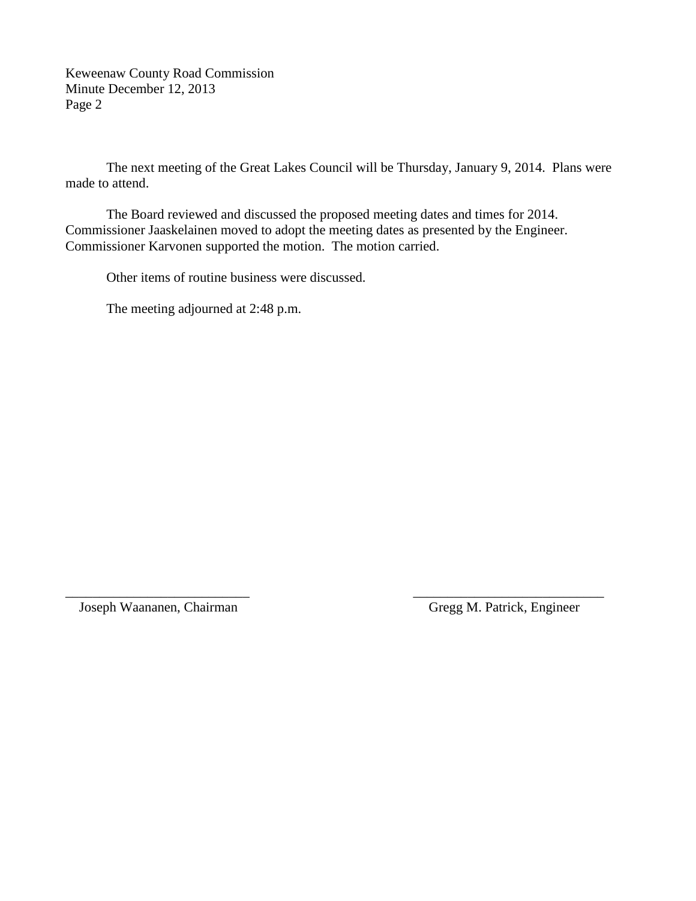The next meeting of the Great Lakes Council will be Thursday, January 9, 2014. Plans were made to attend.

The Board reviewed and discussed the proposed meeting dates and times for 2014. Commissioner Jaaskelainen moved to adopt the meeting dates as presented by the Engineer. Commissioner Karvonen supported the motion. The motion carried.

Other items of routine business were discussed.

The meeting adjourned at 2:48 p.m.

\_\_\_\_\_\_\_\_\_\_\_\_\_\_\_\_\_\_\_\_\_\_\_\_\_\_\_\_
Joseph Waananen, Chairman

\_\_\_\_\_\_\_\_\_\_\_\_\_\_\_\_\_\_\_\_\_\_\_\_\_\_\_\_
Gregg M. Patrick, Engineer